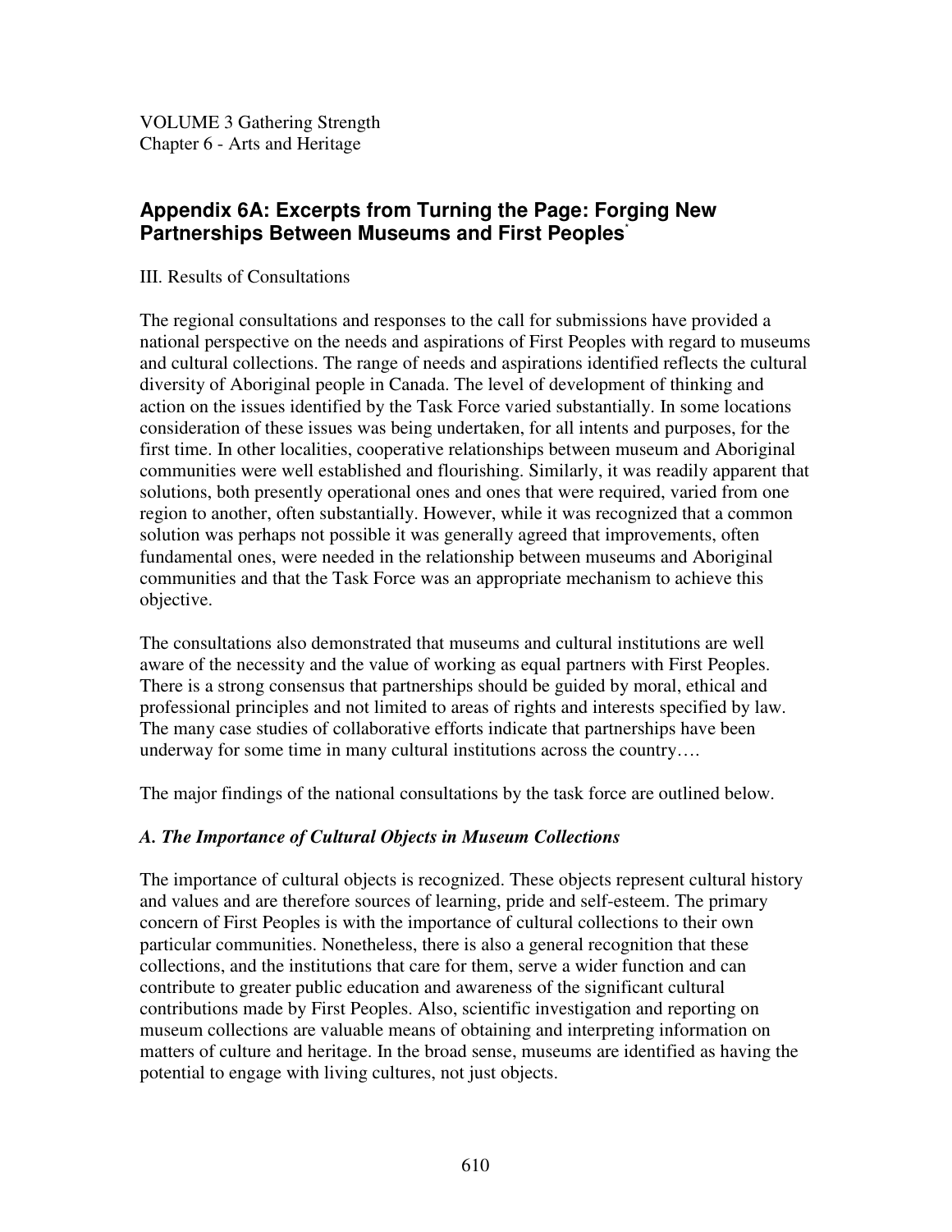VOLUME 3 Gathering Strength
Chapter 6 - Arts and Heritage

## Appendix 6A: Excerpts from Turning the Page: Forging New Partnerships Between Museums and First Peoples*

III. Results of Consultations

The regional consultations and responses to the call for submissions have provided a national perspective on the needs and aspirations of First Peoples with regard to museums and cultural collections. The range of needs and aspirations identified reflects the cultural diversity of Aboriginal people in Canada. The level of development of thinking and action on the issues identified by the Task Force varied substantially. In some locations consideration of these issues was being undertaken, for all intents and purposes, for the first time. In other localities, cooperative relationships between museum and Aboriginal communities were well established and flourishing. Similarly, it was readily apparent that solutions, both presently operational ones and ones that were required, varied from one region to another, often substantially. However, while it was recognized that a common solution was perhaps not possible it was generally agreed that improvements, often fundamental ones, were needed in the relationship between museums and Aboriginal communities and that the Task Force was an appropriate mechanism to achieve this objective.

The consultations also demonstrated that museums and cultural institutions are well aware of the necessity and the value of working as equal partners with First Peoples. There is a strong consensus that partnerships should be guided by moral, ethical and professional principles and not limited to areas of rights and interests specified by law. The many case studies of collaborative efforts indicate that partnerships have been underway for some time in many cultural institutions across the country….

The major findings of the national consultations by the task force are outlined below.

### *A. The Importance of Cultural Objects in Museum Collections*

The importance of cultural objects is recognized. These objects represent cultural history and values and are therefore sources of learning, pride and self-esteem. The primary concern of First Peoples is with the importance of cultural collections to their own particular communities. Nonetheless, there is also a general recognition that these collections, and the institutions that care for them, serve a wider function and can contribute to greater public education and awareness of the significant cultural contributions made by First Peoples. Also, scientific investigation and reporting on museum collections are valuable means of obtaining and interpreting information on matters of culture and heritage. In the broad sense, museums are identified as having the potential to engage with living cultures, not just objects.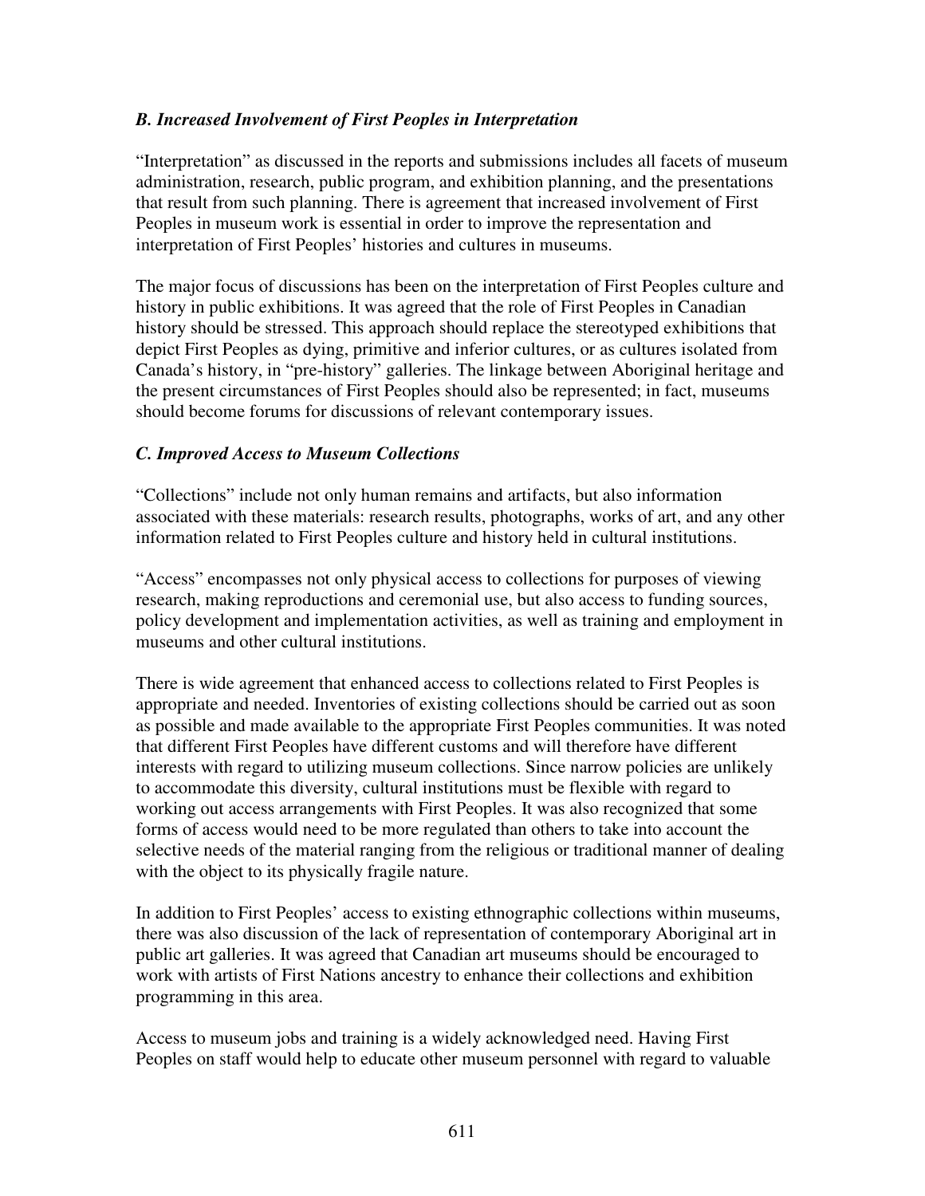### *B. Increased Involvement of First Peoples in Interpretation*

"Interpretation" as discussed in the reports and submissions includes all facets of museum administration, research, public program, and exhibition planning, and the presentations that result from such planning. There is agreement that increased involvement of First Peoples in museum work is essential in order to improve the representation and interpretation of First Peoples' histories and cultures in museums.

The major focus of discussions has been on the interpretation of First Peoples culture and history in public exhibitions. It was agreed that the role of First Peoples in Canadian history should be stressed. This approach should replace the stereotyped exhibitions that depict First Peoples as dying, primitive and inferior cultures, or as cultures isolated from Canada's history, in "pre-history" galleries. The linkage between Aboriginal heritage and the present circumstances of First Peoples should also be represented; in fact, museums should become forums for discussions of relevant contemporary issues.

### *C. Improved Access to Museum Collections*

"Collections" include not only human remains and artifacts, but also information associated with these materials: research results, photographs, works of art, and any other information related to First Peoples culture and history held in cultural institutions.

"Access" encompasses not only physical access to collections for purposes of viewing research, making reproductions and ceremonial use, but also access to funding sources, policy development and implementation activities, as well as training and employment in museums and other cultural institutions.

There is wide agreement that enhanced access to collections related to First Peoples is appropriate and needed. Inventories of existing collections should be carried out as soon as possible and made available to the appropriate First Peoples communities. It was noted that different First Peoples have different customs and will therefore have different interests with regard to utilizing museum collections. Since narrow policies are unlikely to accommodate this diversity, cultural institutions must be flexible with regard to working out access arrangements with First Peoples. It was also recognized that some forms of access would need to be more regulated than others to take into account the selective needs of the material ranging from the religious or traditional manner of dealing with the object to its physically fragile nature.

In addition to First Peoples' access to existing ethnographic collections within museums, there was also discussion of the lack of representation of contemporary Aboriginal art in public art galleries. It was agreed that Canadian art museums should be encouraged to work with artists of First Nations ancestry to enhance their collections and exhibition programming in this area.

Access to museum jobs and training is a widely acknowledged need. Having First Peoples on staff would help to educate other museum personnel with regard to valuable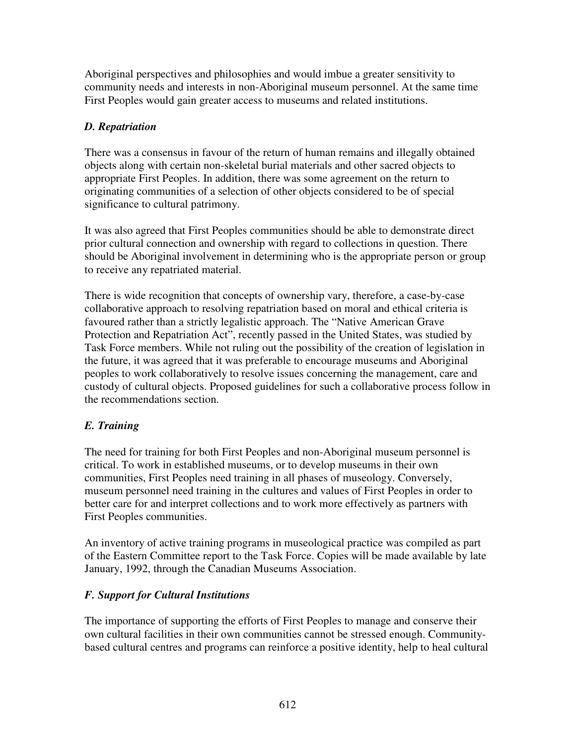Aboriginal perspectives and philosophies and would imbue a greater sensitivity to community needs and interests in non-Aboriginal museum personnel. At the same time First Peoples would gain greater access to museums and related institutions.

### *D. Repatriation*

There was a consensus in favour of the return of human remains and illegally obtained objects along with certain non-skeletal burial materials and other sacred objects to appropriate First Peoples. In addition, there was some agreement on the return to originating communities of a selection of other objects considered to be of special significance to cultural patrimony.

It was also agreed that First Peoples communities should be able to demonstrate direct prior cultural connection and ownership with regard to collections in question. There should be Aboriginal involvement in determining who is the appropriate person or group to receive any repatriated material.

There is wide recognition that concepts of ownership vary, therefore, a case-by-case collaborative approach to resolving repatriation based on moral and ethical criteria is favoured rather than a strictly legalistic approach. The "Native American Grave Protection and Repatriation Act", recently passed in the United States, was studied by Task Force members. While not ruling out the possibility of the creation of legislation in the future, it was agreed that it was preferable to encourage museums and Aboriginal peoples to work collaboratively to resolve issues concerning the management, care and custody of cultural objects. Proposed guidelines for such a collaborative process follow in the recommendations section.

### *E. Training*

The need for training for both First Peoples and non-Aboriginal museum personnel is critical. To work in established museums, or to develop museums in their own communities, First Peoples need training in all phases of museology. Conversely, museum personnel need training in the cultures and values of First Peoples in order to better care for and interpret collections and to work more effectively as partners with First Peoples communities.

An inventory of active training programs in museological practice was compiled as part of the Eastern Committee report to the Task Force. Copies will be made available by late January, 1992, through the Canadian Museums Association.

### *F. Support for Cultural Institutions*

The importance of supporting the efforts of First Peoples to manage and conserve their own cultural facilities in their own communities cannot be stressed enough. Community-based cultural centres and programs can reinforce a positive identity, help to heal cultural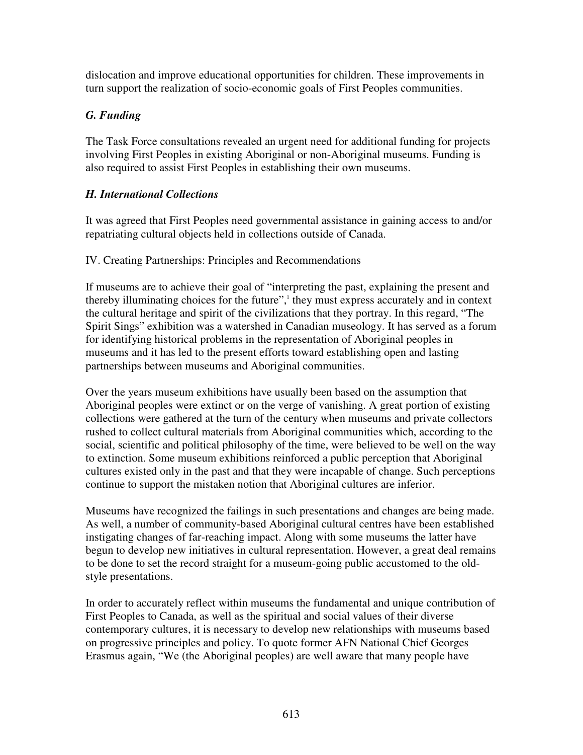dislocation and improve educational opportunities for children. These improvements in turn support the realization of socio-economic goals of First Peoples communities.

### *G. Funding*

The Task Force consultations revealed an urgent need for additional funding for projects involving First Peoples in existing Aboriginal or non-Aboriginal museums. Funding is also required to assist First Peoples in establishing their own museums.

### *H. International Collections*

It was agreed that First Peoples need governmental assistance in gaining access to and/or repatriating cultural objects held in collections outside of Canada.

## IV. Creating Partnerships: Principles and Recommendations

If museums are to achieve their goal of "interpreting the past, explaining the present and thereby illuminating choices for the future",[i] they must express accurately and in context the cultural heritage and spirit of the civilizations that they portray. In this regard, "The Spirit Sings" exhibition was a watershed in Canadian museology. It has served as a forum for identifying historical problems in the representation of Aboriginal peoples in museums and it has led to the present efforts toward establishing open and lasting partnerships between museums and Aboriginal communities.

Over the years museum exhibitions have usually been based on the assumption that Aboriginal peoples were extinct or on the verge of vanishing. A great portion of existing collections were gathered at the turn of the century when museums and private collectors rushed to collect cultural materials from Aboriginal communities which, according to the social, scientific and political philosophy of the time, were believed to be well on the way to extinction. Some museum exhibitions reinforced a public perception that Aboriginal cultures existed only in the past and that they were incapable of change. Such perceptions continue to support the mistaken notion that Aboriginal cultures are inferior.

Museums have recognized the failings in such presentations and changes are being made. As well, a number of community-based Aboriginal cultural centres have been established instigating changes of far-reaching impact. Along with some museums the latter have begun to develop new initiatives in cultural representation. However, a great deal remains to be done to set the record straight for a museum-going public accustomed to the old-style presentations.

In order to accurately reflect within museums the fundamental and unique contribution of First Peoples to Canada, as well as the spiritual and social values of their diverse contemporary cultures, it is necessary to develop new relationships with museums based on progressive principles and policy. To quote former AFN National Chief Georges Erasmus again, "We (the Aboriginal peoples) are well aware that many people have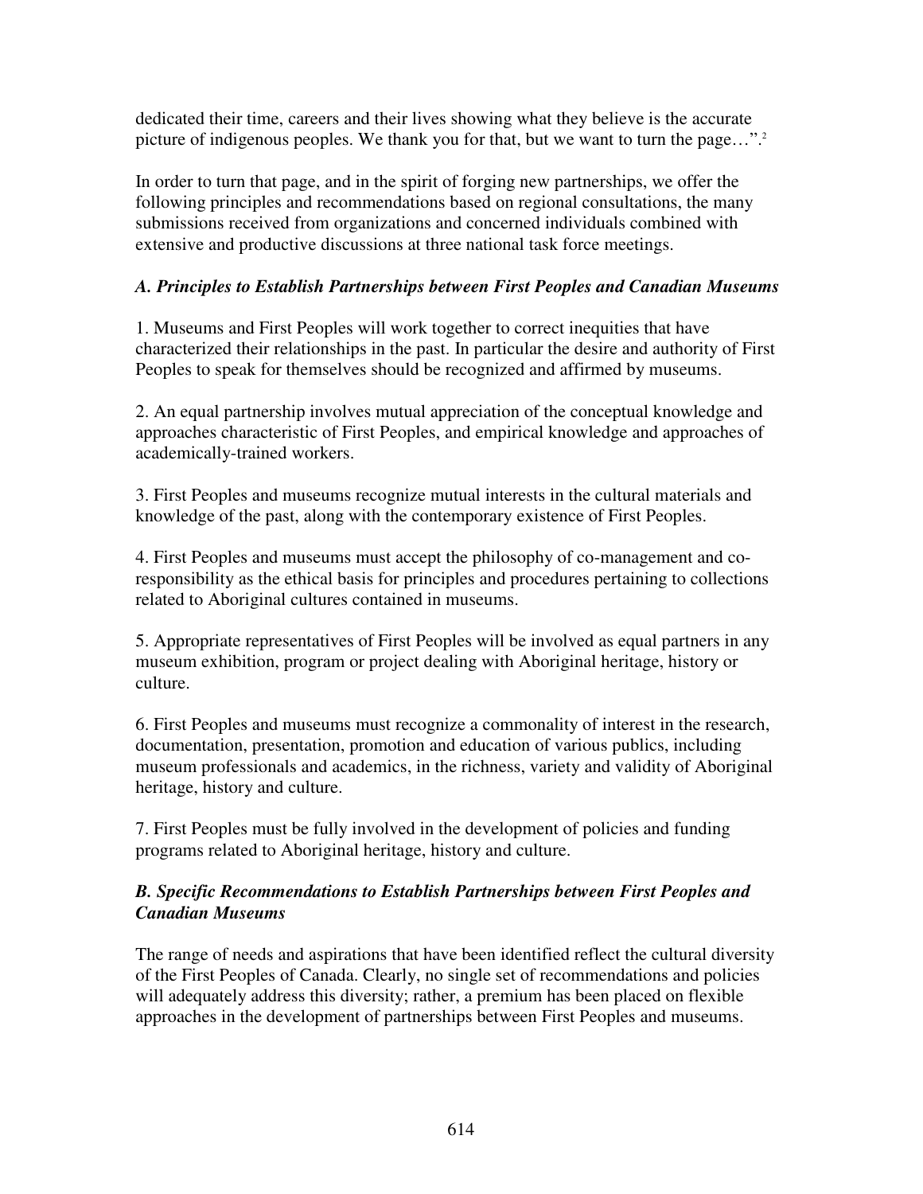dedicated their time, careers and their lives showing what they believe is the accurate picture of indigenous peoples. We thank you for that, but we want to turn the page…".[2]

In order to turn that page, and in the spirit of forging new partnerships, we offer the following principles and recommendations based on regional consultations, the many submissions received from organizations and concerned individuals combined with extensive and productive discussions at three national task force meetings.

### *A. Principles to Establish Partnerships between First Peoples and Canadian Museums*

1. Museums and First Peoples will work together to correct inequities that have characterized their relationships in the past. In particular the desire and authority of First Peoples to speak for themselves should be recognized and affirmed by museums.

2. An equal partnership involves mutual appreciation of the conceptual knowledge and approaches characteristic of First Peoples, and empirical knowledge and approaches of academically-trained workers.

3. First Peoples and museums recognize mutual interests in the cultural materials and knowledge of the past, along with the contemporary existence of First Peoples.

4. First Peoples and museums must accept the philosophy of co-management and co-responsibility as the ethical basis for principles and procedures pertaining to collections related to Aboriginal cultures contained in museums.

5. Appropriate representatives of First Peoples will be involved as equal partners in any museum exhibition, program or project dealing with Aboriginal heritage, history or culture.

6. First Peoples and museums must recognize a commonality of interest in the research, documentation, presentation, promotion and education of various publics, including museum professionals and academics, in the richness, variety and validity of Aboriginal heritage, history and culture.

7. First Peoples must be fully involved in the development of policies and funding programs related to Aboriginal heritage, history and culture.

### *B. Specific Recommendations to Establish Partnerships between First Peoples and Canadian Museums*

The range of needs and aspirations that have been identified reflect the cultural diversity of the First Peoples of Canada. Clearly, no single set of recommendations and policies will adequately address this diversity; rather, a premium has been placed on flexible approaches in the development of partnerships between First Peoples and museums.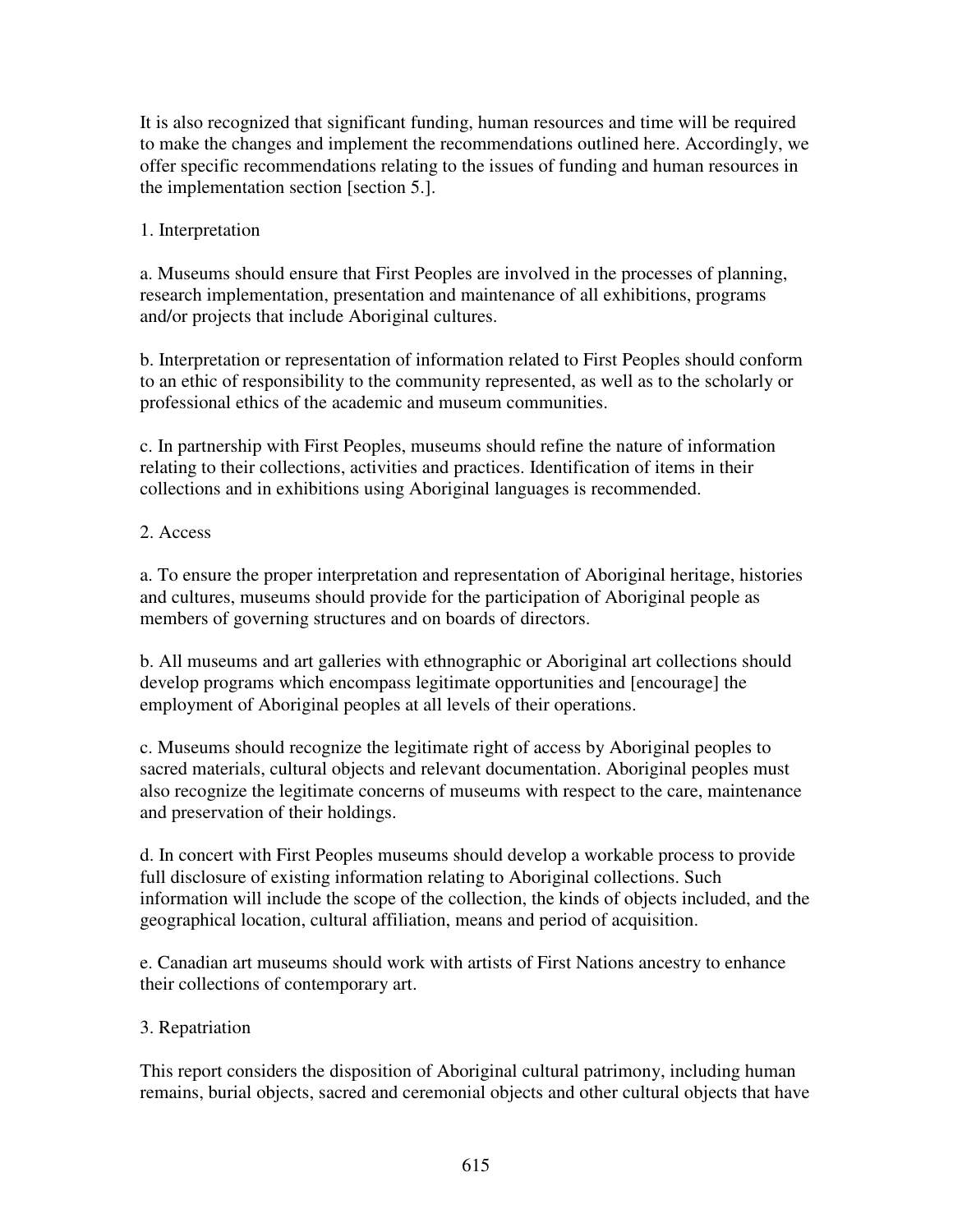It is also recognized that significant funding, human resources and time will be required to make the changes and implement the recommendations outlined here. Accordingly, we offer specific recommendations relating to the issues of funding and human resources in the implementation section [section 5.].

## 1. Interpretation

a. Museums should ensure that First Peoples are involved in the processes of planning, research implementation, presentation and maintenance of all exhibitions, programs and/or projects that include Aboriginal cultures.

b. Interpretation or representation of information related to First Peoples should conform to an ethic of responsibility to the community represented, as well as to the scholarly or professional ethics of the academic and museum communities.

c. In partnership with First Peoples, museums should refine the nature of information relating to their collections, activities and practices. Identification of items in their collections and in exhibitions using Aboriginal languages is recommended.

## 2. Access

a. To ensure the proper interpretation and representation of Aboriginal heritage, histories and cultures, museums should provide for the participation of Aboriginal people as members of governing structures and on boards of directors.

b. All museums and art galleries with ethnographic or Aboriginal art collections should develop programs which encompass legitimate opportunities and [encourage] the employment of Aboriginal peoples at all levels of their operations.

c. Museums should recognize the legitimate right of access by Aboriginal peoples to sacred materials, cultural objects and relevant documentation. Aboriginal peoples must also recognize the legitimate concerns of museums with respect to the care, maintenance and preservation of their holdings.

d. In concert with First Peoples museums should develop a workable process to provide full disclosure of existing information relating to Aboriginal collections. Such information will include the scope of the collection, the kinds of objects included, and the geographical location, cultural affiliation, means and period of acquisition.

e. Canadian art museums should work with artists of First Nations ancestry to enhance their collections of contemporary art.

## 3. Repatriation

This report considers the disposition of Aboriginal cultural patrimony, including human remains, burial objects, sacred and ceremonial objects and other cultural objects that have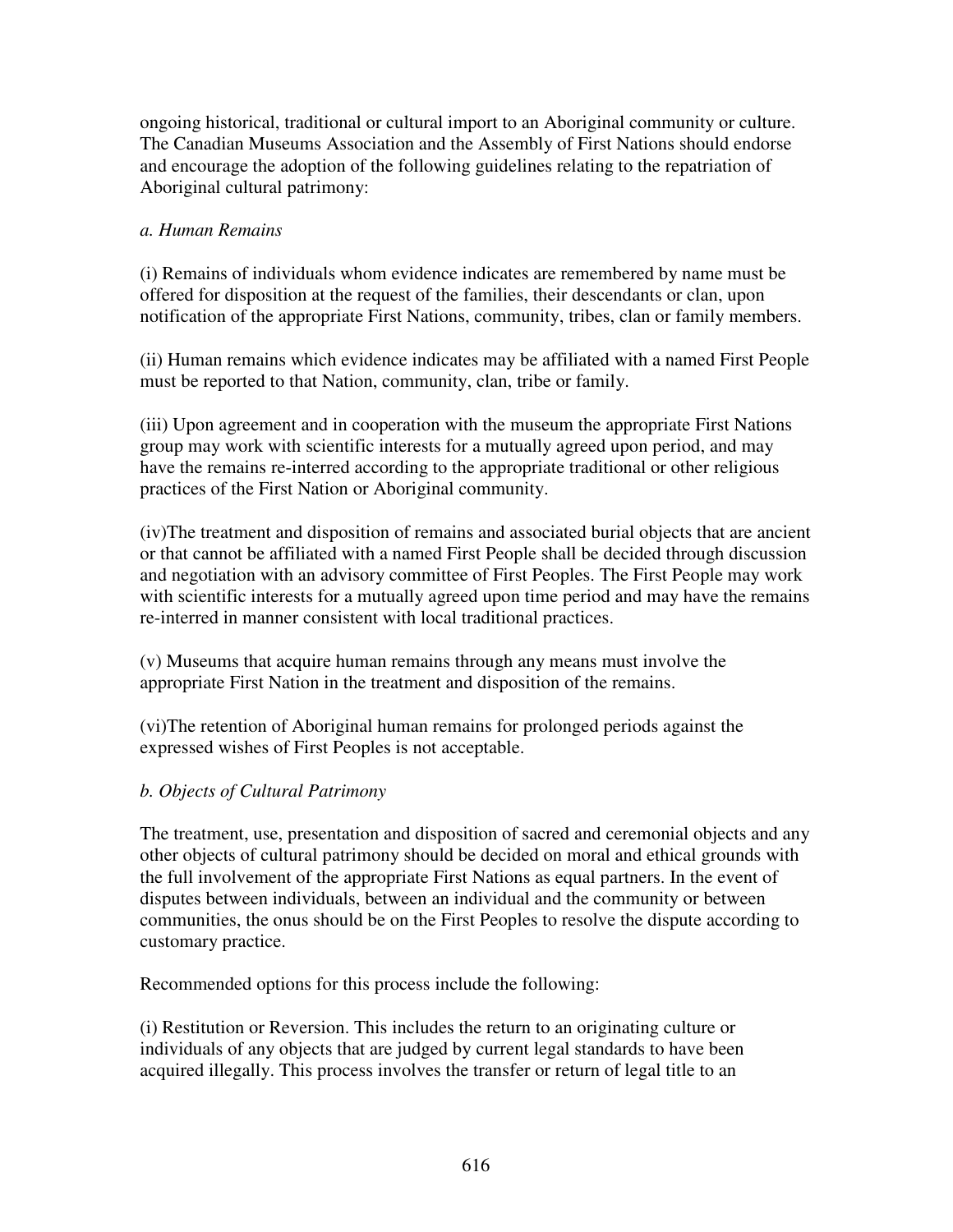ongoing historical, traditional or cultural import to an Aboriginal community or culture. The Canadian Museums Association and the Assembly of First Nations should endorse and encourage the adoption of the following guidelines relating to the repatriation of Aboriginal cultural patrimony:

*a. Human Remains*

(i) Remains of individuals whom evidence indicates are remembered by name must be offered for disposition at the request of the families, their descendants or clan, upon notification of the appropriate First Nations, community, tribes, clan or family members.

(ii) Human remains which evidence indicates may be affiliated with a named First People must be reported to that Nation, community, clan, tribe or family.

(iii) Upon agreement and in cooperation with the museum the appropriate First Nations group may work with scientific interests for a mutually agreed upon period, and may have the remains re-interred according to the appropriate traditional or other religious practices of the First Nation or Aboriginal community.

(iv)The treatment and disposition of remains and associated burial objects that are ancient or that cannot be affiliated with a named First People shall be decided through discussion and negotiation with an advisory committee of First Peoples. The First People may work with scientific interests for a mutually agreed upon time period and may have the remains re-interred in manner consistent with local traditional practices.

(v) Museums that acquire human remains through any means must involve the appropriate First Nation in the treatment and disposition of the remains.

(vi)The retention of Aboriginal human remains for prolonged periods against the expressed wishes of First Peoples is not acceptable.

*b. Objects of Cultural Patrimony*

The treatment, use, presentation and disposition of sacred and ceremonial objects and any other objects of cultural patrimony should be decided on moral and ethical grounds with the full involvement of the appropriate First Nations as equal partners. In the event of disputes between individuals, between an individual and the community or between communities, the onus should be on the First Peoples to resolve the dispute according to customary practice.

Recommended options for this process include the following:

(i) Restitution or Reversion. This includes the return to an originating culture or individuals of any objects that are judged by current legal standards to have been acquired illegally. This process involves the transfer or return of legal title to an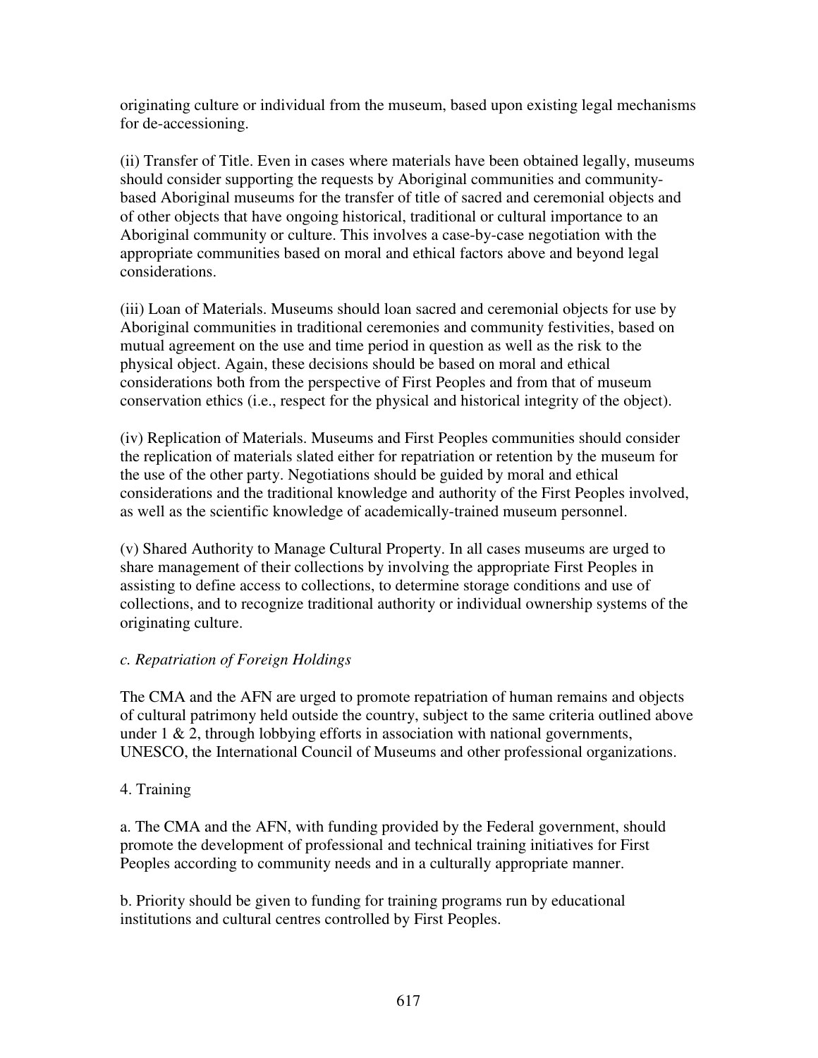originating culture or individual from the museum, based upon existing legal mechanisms for de-accessioning.

(ii) Transfer of Title. Even in cases where materials have been obtained legally, museums should consider supporting the requests by Aboriginal communities and community-based Aboriginal museums for the transfer of title of sacred and ceremonial objects and of other objects that have ongoing historical, traditional or cultural importance to an Aboriginal community or culture. This involves a case-by-case negotiation with the appropriate communities based on moral and ethical factors above and beyond legal considerations.

(iii) Loan of Materials. Museums should loan sacred and ceremonial objects for use by Aboriginal communities in traditional ceremonies and community festivities, based on mutual agreement on the use and time period in question as well as the risk to the physical object. Again, these decisions should be based on moral and ethical considerations both from the perspective of First Peoples and from that of museum conservation ethics (i.e., respect for the physical and historical integrity of the object).

(iv) Replication of Materials. Museums and First Peoples communities should consider the replication of materials slated either for repatriation or retention by the museum for the use of the other party. Negotiations should be guided by moral and ethical considerations and the traditional knowledge and authority of the First Peoples involved, as well as the scientific knowledge of academically-trained museum personnel.

(v) Shared Authority to Manage Cultural Property. In all cases museums are urged to share management of their collections by involving the appropriate First Peoples in assisting to define access to collections, to determine storage conditions and use of collections, and to recognize traditional authority or individual ownership systems of the originating culture.

*c. Repatriation of Foreign Holdings*

The CMA and the AFN are urged to promote repatriation of human remains and objects of cultural patrimony held outside the country, subject to the same criteria outlined above under 1 & 2, through lobbying efforts in association with national governments, UNESCO, the International Council of Museums and other professional organizations.

4. Training

a. The CMA and the AFN, with funding provided by the Federal government, should promote the development of professional and technical training initiatives for First Peoples according to community needs and in a culturally appropriate manner.

b. Priority should be given to funding for training programs run by educational institutions and cultural centres controlled by First Peoples.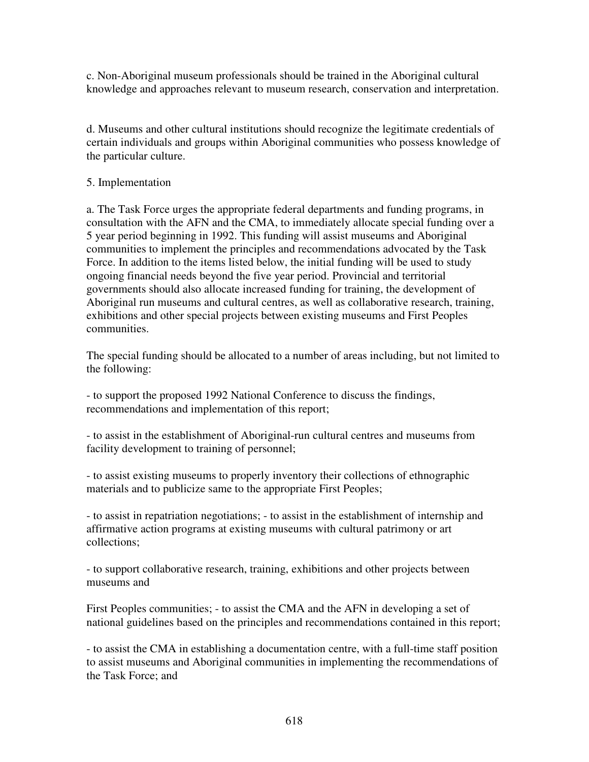c. Non-Aboriginal museum professionals should be trained in the Aboriginal cultural knowledge and approaches relevant to museum research, conservation and interpretation.

d. Museums and other cultural institutions should recognize the legitimate credentials of certain individuals and groups within Aboriginal communities who possess knowledge of the particular culture.

5. Implementation

a. The Task Force urges the appropriate federal departments and funding programs, in consultation with the AFN and the CMA, to immediately allocate special funding over a 5 year period beginning in 1992. This funding will assist museums and Aboriginal communities to implement the principles and recommendations advocated by the Task Force. In addition to the items listed below, the initial funding will be used to study ongoing financial needs beyond the five year period. Provincial and territorial governments should also allocate increased funding for training, the development of Aboriginal run museums and cultural centres, as well as collaborative research, training, exhibitions and other special projects between existing museums and First Peoples communities.

The special funding should be allocated to a number of areas including, but not limited to the following:

- to support the proposed 1992 National Conference to discuss the findings, recommendations and implementation of this report;

- to assist in the establishment of Aboriginal-run cultural centres and museums from facility development to training of personnel;

- to assist existing museums to properly inventory their collections of ethnographic materials and to publicize same to the appropriate First Peoples;

- to assist in repatriation negotiations; - to assist in the establishment of internship and affirmative action programs at existing museums with cultural patrimony or art collections;

- to support collaborative research, training, exhibitions and other projects between museums and

First Peoples communities; - to assist the CMA and the AFN in developing a set of national guidelines based on the principles and recommendations contained in this report;

- to assist the CMA in establishing a documentation centre, with a full-time staff position to assist museums and Aboriginal communities in implementing the recommendations of the Task Force; and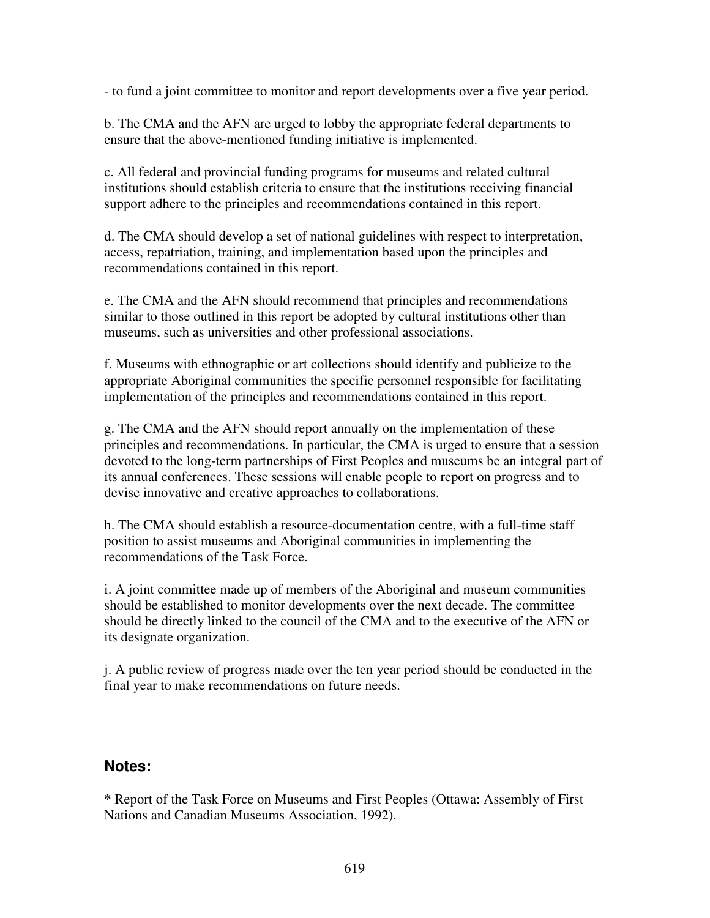- to fund a joint committee to monitor and report developments over a five year period.

b. The CMA and the AFN are urged to lobby the appropriate federal departments to ensure that the above-mentioned funding initiative is implemented.

c. All federal and provincial funding programs for museums and related cultural institutions should establish criteria to ensure that the institutions receiving financial support adhere to the principles and recommendations contained in this report.

d. The CMA should develop a set of national guidelines with respect to interpretation, access, repatriation, training, and implementation based upon the principles and recommendations contained in this report.

e. The CMA and the AFN should recommend that principles and recommendations similar to those outlined in this report be adopted by cultural institutions other than museums, such as universities and other professional associations.

f. Museums with ethnographic or art collections should identify and publicize to the appropriate Aboriginal communities the specific personnel responsible for facilitating implementation of the principles and recommendations contained in this report.

g. The CMA and the AFN should report annually on the implementation of these principles and recommendations. In particular, the CMA is urged to ensure that a session devoted to the long-term partnerships of First Peoples and museums be an integral part of its annual conferences. These sessions will enable people to report on progress and to devise innovative and creative approaches to collaborations.

h. The CMA should establish a resource-documentation centre, with a full-time staff position to assist museums and Aboriginal communities in implementing the recommendations of the Task Force.

i. A joint committee made up of members of the Aboriginal and museum communities should be established to monitor developments over the next decade. The committee should be directly linked to the council of the CMA and to the executive of the AFN or its designate organization.

j. A public review of progress made over the ten year period should be conducted in the final year to make recommendations on future needs.

## Notes:

**\*** Report of the Task Force on Museums and First Peoples (Ottawa: Assembly of First Nations and Canadian Museums Association, 1992).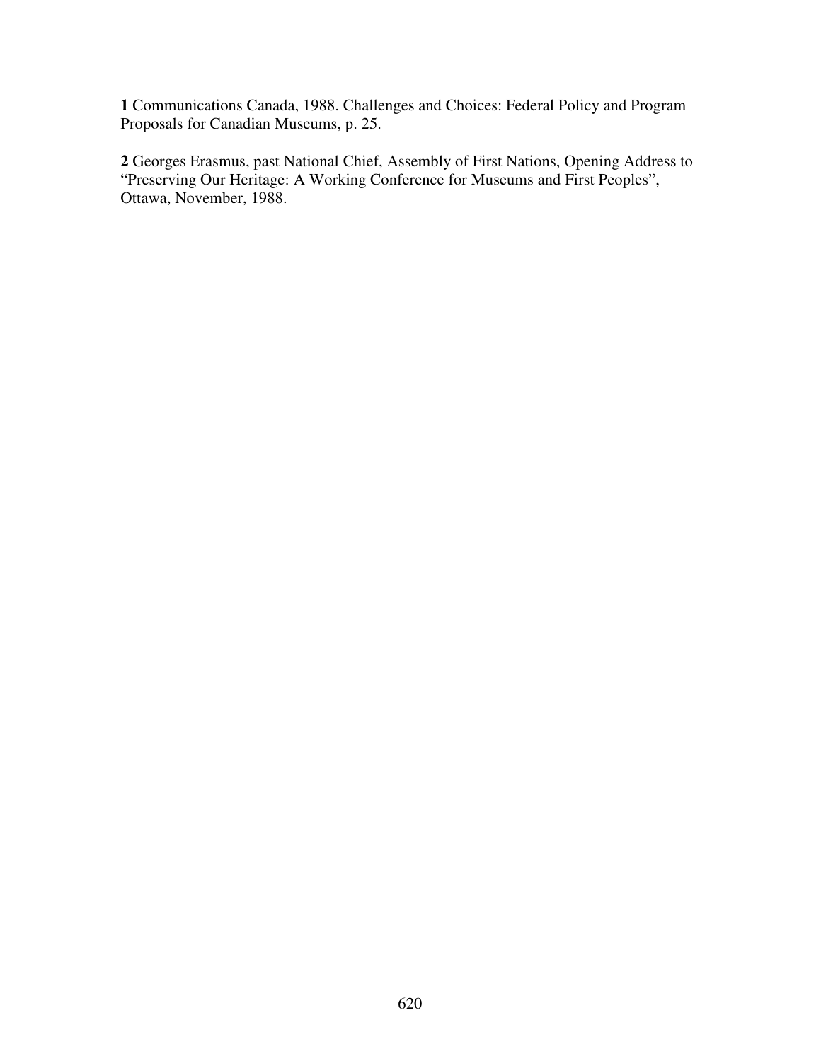**1** Communications Canada, 1988. Challenges and Choices: Federal Policy and Program Proposals for Canadian Museums, p. 25.

**2** Georges Erasmus, past National Chief, Assembly of First Nations, Opening Address to "Preserving Our Heritage: A Working Conference for Museums and First Peoples", Ottawa, November, 1988.